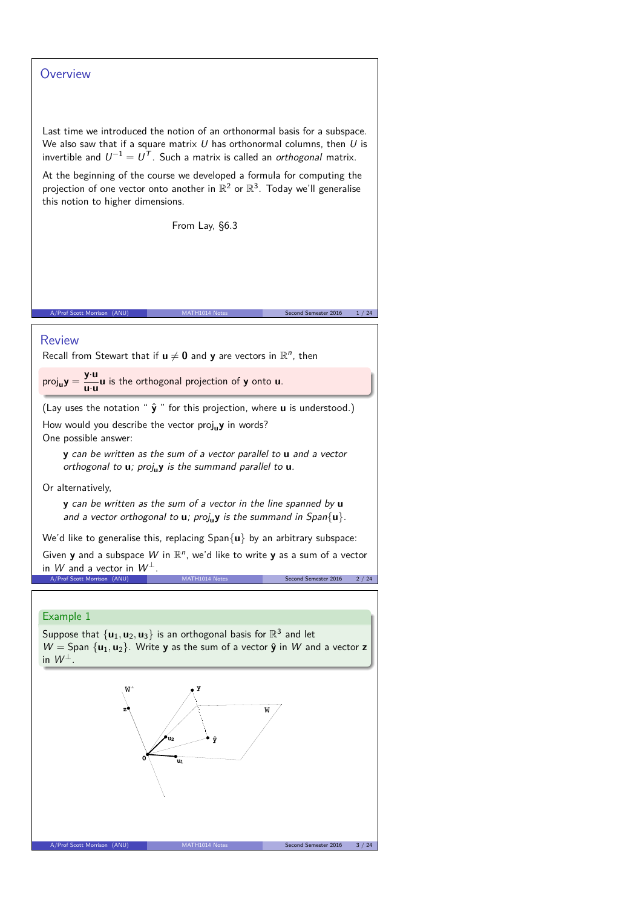## Overview

Last time we introduced the notion of an orthonormal basis for a subspace. We also saw that if a square matrix $U$ has orthonormal columns, then $U$ is invertible and $U^{-1} = U^T$. Such a matrix is called an *orthogonal* matrix.

At the beginning of the course we developed a formula for computing the projection of one vector onto another in $\mathbb{R}^2$ or $\mathbb{R}^3$. Today we'll generalise this notion to higher dimensions.

From Lay, §6.3

## Review

Recall from Stewart that if $\mathbf{u} \neq \mathbf{0}$ and $\mathbf{y}$ are vectors in $\mathbb{R}^n$, then

$\text{proj}_{\mathbf{u}}\mathbf{y} = \dfrac{\mathbf{y}\cdot\mathbf{u}}{\mathbf{u}\cdot\mathbf{u}}\mathbf{u}$ is the orthogonal projection of $\mathbf{y}$ onto $\mathbf{u}$.

(Lay uses the notation " $\hat{\mathbf{y}}$ " for this projection, where $\mathbf{u}$ is understood.)

How would you describe the vector $\text{proj}_{\mathbf{u}}\mathbf{y}$ in words?
One possible answer:

> $\mathbf{y}$ *can be written as the sum of a vector parallel to* $\mathbf{u}$ *and a vector orthogonal to* $\mathbf{u}$*;* $\text{proj}_{\mathbf{u}}\mathbf{y}$ *is the summand parallel to* $\mathbf{u}$.

Or alternatively,

> $\mathbf{y}$ *can be written as the sum of a vector in the line spanned by* $\mathbf{u}$ *and a vector orthogonal to* $\mathbf{u}$*;* $\text{proj}_{\mathbf{u}}\mathbf{y}$ *is the summand in Span*$\{\mathbf{u}\}$.

We'd like to generalise this, replacing $\text{Span}\{\mathbf{u}\}$ by an arbitrary subspace:

Given $\mathbf{y}$ and a subspace $W$ in $\mathbb{R}^n$, we'd like to write $\mathbf{y}$ as a sum of a vector in $W$ and a vector in $W^{\perp}$.

### Example 1

Suppose that $\{\mathbf{u}_1, \mathbf{u}_2, \mathbf{u}_3\}$ is an orthogonal basis for $\mathbb{R}^3$ and let $W = \text{Span}\ \{\mathbf{u}_1, \mathbf{u}_2\}$. Write $\mathbf{y}$ as the sum of a vector $\hat{\mathbf{y}}$ in $W$ and a vector $\mathbf{z}$ in $W^{\perp}$.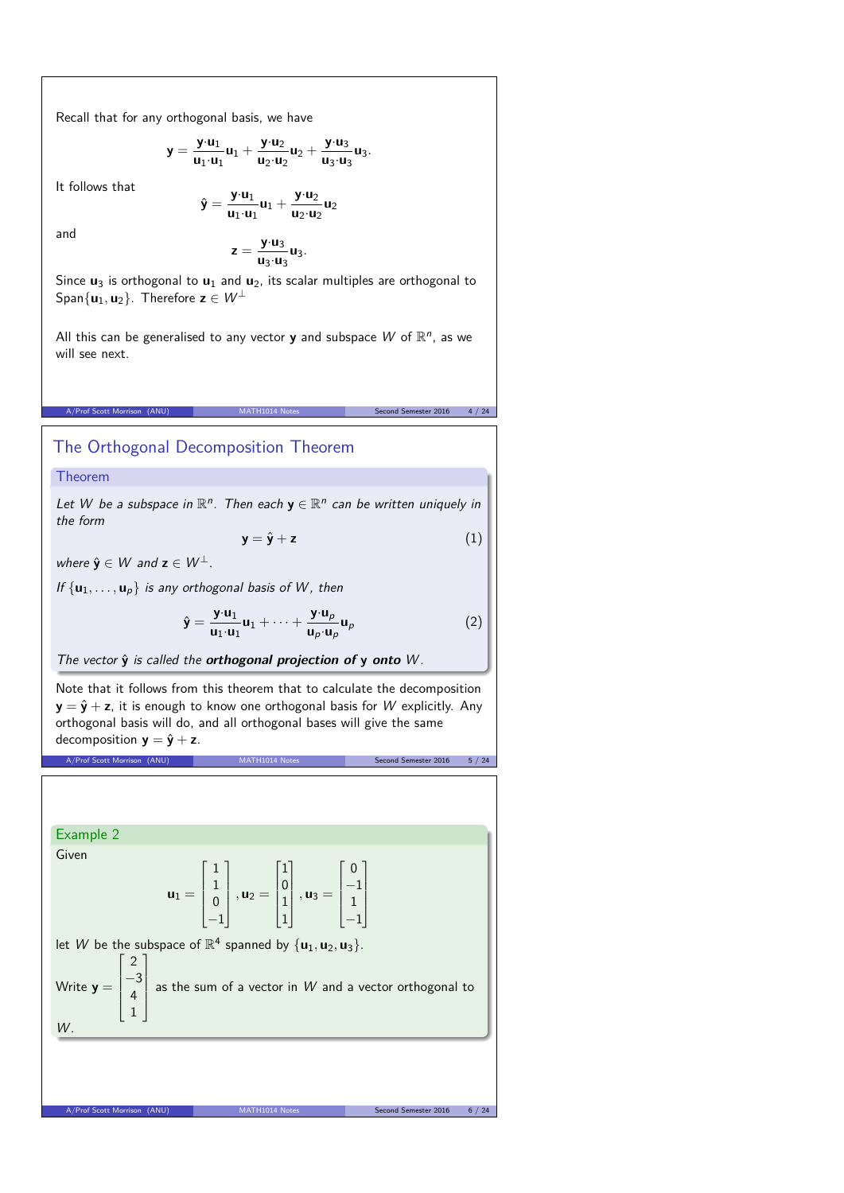Recall that for any orthogonal basis, we have

$$\mathbf{y} = \frac{\mathbf{y}\cdot\mathbf{u}_1}{\mathbf{u}_1\cdot\mathbf{u}_1}\mathbf{u}_1 + \frac{\mathbf{y}\cdot\mathbf{u}_2}{\mathbf{u}_2\cdot\mathbf{u}_2}\mathbf{u}_2 + \frac{\mathbf{y}\cdot\mathbf{u}_3}{\mathbf{u}_3\cdot\mathbf{u}_3}\mathbf{u}_3.$$

It follows that

$$\hat{\mathbf{y}} = \frac{\mathbf{y}\cdot\mathbf{u}_1}{\mathbf{u}_1\cdot\mathbf{u}_1}\mathbf{u}_1 + \frac{\mathbf{y}\cdot\mathbf{u}_2}{\mathbf{u}_2\cdot\mathbf{u}_2}\mathbf{u}_2$$

and

$$\mathbf{z} = \frac{\mathbf{y}\cdot\mathbf{u}_3}{\mathbf{u}_3\cdot\mathbf{u}_3}\mathbf{u}_3.$$

Since $\mathbf{u}_3$ is orthogonal to $\mathbf{u}_1$ and $\mathbf{u}_2$, its scalar multiples are orthogonal to Span$\{\mathbf{u}_1, \mathbf{u}_2\}$. Therefore $\mathbf{z} \in W^{\perp}$

All this can be generalised to any vector $\mathbf{y}$ and subspace $W$ of $\mathbb{R}^n$, as we will see next.

## The Orthogonal Decomposition Theorem

### Theorem

*Let $W$ be a subspace in $\mathbb{R}^n$. Then each $\mathbf{y} \in \mathbb{R}^n$ can be written uniquely in the form*

$$\mathbf{y} = \hat{\mathbf{y}} + \mathbf{z} \tag{1}$$

*where $\hat{\mathbf{y}} \in W$ and $\mathbf{z} \in W^{\perp}$.*

*If $\{\mathbf{u}_1, \ldots, \mathbf{u}_p\}$ is any orthogonal basis of $W$, then*

$$\hat{\mathbf{y}} = \frac{\mathbf{y}\cdot\mathbf{u}_1}{\mathbf{u}_1\cdot\mathbf{u}_1}\mathbf{u}_1 + \cdots + \frac{\mathbf{y}\cdot\mathbf{u}_p}{\mathbf{u}_p\cdot\mathbf{u}_p}\mathbf{u}_p \tag{2}$$

*The vector $\hat{\mathbf{y}}$ is called the* ***orthogonal projection of $\mathbf{y}$ onto*** *$W$.*

Note that it follows from this theorem that to calculate the decomposition $\mathbf{y} = \hat{\mathbf{y}} + \mathbf{z}$, it is enough to know one orthogonal basis for $W$ explicitly. Any orthogonal basis will do, and all orthogonal bases will give the same decomposition $\mathbf{y} = \hat{\mathbf{y}} + \mathbf{z}$.

### Example 2

Given

$$\mathbf{u}_1 = \begin{bmatrix} 1 \\ 1 \\ 0 \\ -1 \end{bmatrix}, \mathbf{u}_2 = \begin{bmatrix} 1 \\ 0 \\ 1 \\ 1 \end{bmatrix}, \mathbf{u}_3 = \begin{bmatrix} 0 \\ -1 \\ 1 \\ -1 \end{bmatrix}$$

let $W$ be the subspace of $\mathbb{R}^4$ spanned by $\{\mathbf{u}_1, \mathbf{u}_2, \mathbf{u}_3\}$.

Write $\mathbf{y} = \begin{bmatrix} 2 \\ -3 \\ 4 \\ 1 \end{bmatrix}$ as the sum of a vector in $W$ and a vector orthogonal to $W$.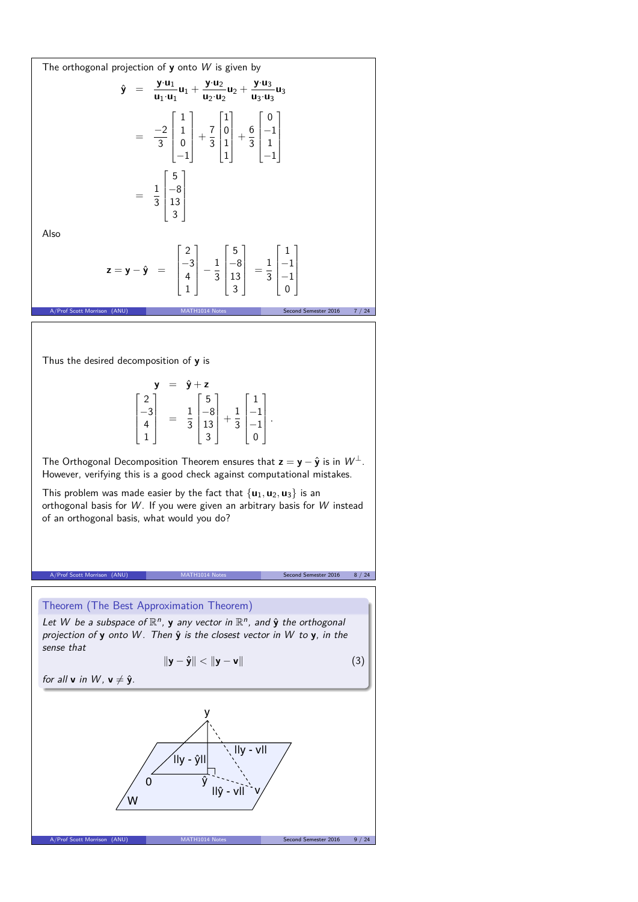The orthogonal projection of $\mathbf{y}$ onto $W$ is given by

$$
\begin{aligned}
\hat{\mathbf{y}} &= \frac{\mathbf{y}\cdot\mathbf{u}_1}{\mathbf{u}_1\cdot\mathbf{u}_1}\mathbf{u}_1 + \frac{\mathbf{y}\cdot\mathbf{u}_2}{\mathbf{u}_2\cdot\mathbf{u}_2}\mathbf{u}_2 + \frac{\mathbf{y}\cdot\mathbf{u}_3}{\mathbf{u}_3\cdot\mathbf{u}_3}\mathbf{u}_3 \\
&= \frac{-2}{3}\begin{bmatrix}1\\1\\0\\-1\end{bmatrix} + \frac{7}{3}\begin{bmatrix}1\\0\\1\\1\end{bmatrix} + \frac{6}{3}\begin{bmatrix}0\\-1\\1\\-1\end{bmatrix} \\
&= \frac{1}{3}\begin{bmatrix}5\\-8\\13\\3\end{bmatrix}
\end{aligned}
$$

Also

$$
\mathbf{z} = \mathbf{y} - \hat{\mathbf{y}} = \begin{bmatrix}2\\-3\\4\\1\end{bmatrix} - \frac{1}{3}\begin{bmatrix}5\\-8\\13\\3\end{bmatrix} = \frac{1}{3}\begin{bmatrix}1\\-1\\-1\\0\end{bmatrix}
$$

Thus the desired decomposition of $\mathbf{y}$ is

$$
\begin{aligned}
\mathbf{y} &= \hat{\mathbf{y}} + \mathbf{z} \\
\begin{bmatrix}2\\-3\\4\\1\end{bmatrix} &= \frac{1}{3}\begin{bmatrix}5\\-8\\13\\3\end{bmatrix} + \frac{1}{3}\begin{bmatrix}1\\-1\\-1\\0\end{bmatrix}.
\end{aligned}
$$

The Orthogonal Decomposition Theorem ensures that $\mathbf{z} = \mathbf{y} - \hat{\mathbf{y}}$ is in $W^{\perp}$. However, verifying this is a good check against computational mistakes.

This problem was made easier by the fact that $\{\mathbf{u}_1, \mathbf{u}_2, \mathbf{u}_3\}$ is an orthogonal basis for $W$. If you were given an arbitrary basis for $W$ instead of an orthogonal basis, what would you do?

**Theorem (The Best Approximation Theorem)**

*Let $W$ be a subspace of $\mathbb{R}^n$, $\mathbf{y}$ any vector in $\mathbb{R}^n$, and $\hat{\mathbf{y}}$ the orthogonal projection of $\mathbf{y}$ onto $W$. Then $\hat{\mathbf{y}}$ is the closest vector in $W$ to $\mathbf{y}$, in the sense that*

$$
\|\mathbf{y} - \hat{\mathbf{y}}\| < \|\mathbf{y} - \mathbf{v}\| \tag{3}
$$

*for all $\mathbf{v}$ in $W$, $\mathbf{v} \neq \hat{\mathbf{y}}$.*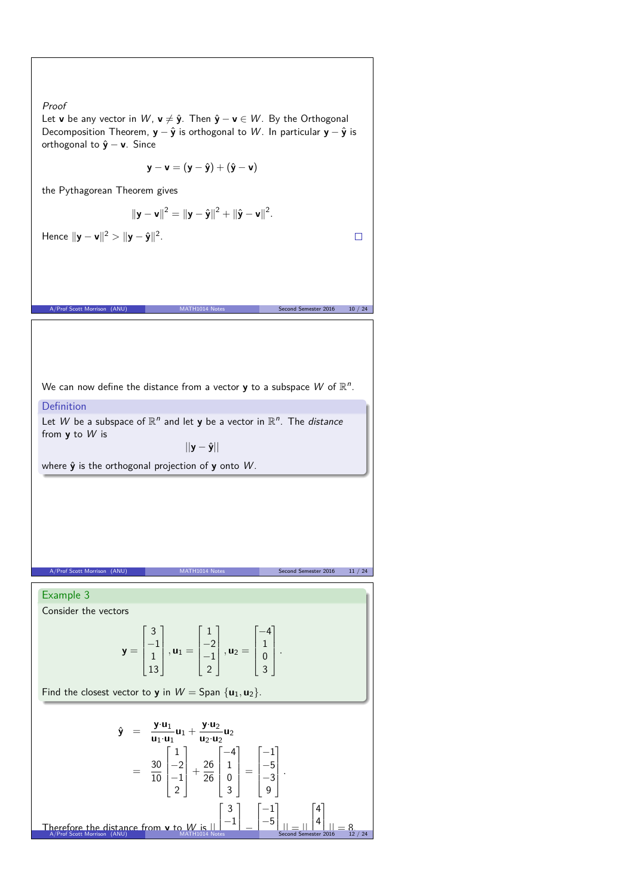*Proof*
Let $\mathbf{v}$ be any vector in $W$, $\mathbf{v} \neq \hat{\mathbf{y}}$. Then $\hat{\mathbf{y}} - \mathbf{v} \in W$. By the Orthogonal Decomposition Theorem, $\mathbf{y} - \hat{\mathbf{y}}$ is orthogonal to $W$. In particular $\mathbf{y} - \hat{\mathbf{y}}$ is orthogonal to $\hat{\mathbf{y}} - \mathbf{v}$. Since

$$\mathbf{y} - \mathbf{v} = (\mathbf{y} - \hat{\mathbf{y}}) + (\hat{\mathbf{y}} - \mathbf{v})$$

the Pythagorean Theorem gives

$$\|\mathbf{y} - \mathbf{v}\|^2 = \|\mathbf{y} - \hat{\mathbf{y}}\|^2 + \|\hat{\mathbf{y}} - \mathbf{v}\|^2.$$

Hence $\|\mathbf{y} - \mathbf{v}\|^2 > \|\mathbf{y} - \hat{\mathbf{y}}\|^2$. □

We can now define the distance from a vector $\mathbf{y}$ to a subspace $W$ of $\mathbb{R}^n$.

**Definition**

Let $W$ be a subspace of $\mathbb{R}^n$ and let $\mathbf{y}$ be a vector in $\mathbb{R}^n$. The *distance* from $\mathbf{y}$ to $W$ is

$$||\mathbf{y} - \hat{\mathbf{y}}||$$

where $\hat{\mathbf{y}}$ is the orthogonal projection of $\mathbf{y}$ onto $W$.

**Example 3**

Consider the vectors

$$\mathbf{y} = \begin{bmatrix} 3 \\ -1 \\ 1 \\ 13 \end{bmatrix}, \mathbf{u}_1 = \begin{bmatrix} 1 \\ -2 \\ -1 \\ 2 \end{bmatrix}, \mathbf{u}_2 = \begin{bmatrix} -4 \\ 1 \\ 0 \\ 3 \end{bmatrix}.$$

Find the closest vector to $\mathbf{y}$ in $W = \text{Span}\,\{\mathbf{u}_1, \mathbf{u}_2\}$.

$$\begin{aligned} \hat{\mathbf{y}} &= \frac{\mathbf{y}\cdot\mathbf{u}_1}{\mathbf{u}_1\cdot\mathbf{u}_1}\mathbf{u}_1 + \frac{\mathbf{y}\cdot\mathbf{u}_2}{\mathbf{u}_2\cdot\mathbf{u}_2}\mathbf{u}_2 \\ &= \frac{30}{10}\begin{bmatrix} 1 \\ -2 \\ -1 \\ 2 \end{bmatrix} + \frac{26}{26}\begin{bmatrix} -4 \\ 1 \\ 0 \\ 3 \end{bmatrix} = \begin{bmatrix} -1 \\ -5 \\ -3 \\ 9 \end{bmatrix}. \end{aligned}$$

Therefore the distance from $\mathbf{y}$ to $W$ is $\left\|\begin{bmatrix} 3 \\ -1 \\ \vdots \end{bmatrix} - \begin{bmatrix} -1 \\ -5 \\ \vdots \end{bmatrix}\right\| = \left\|\begin{bmatrix} 4 \\ 4 \\ \vdots \end{bmatrix}\right\| = 8$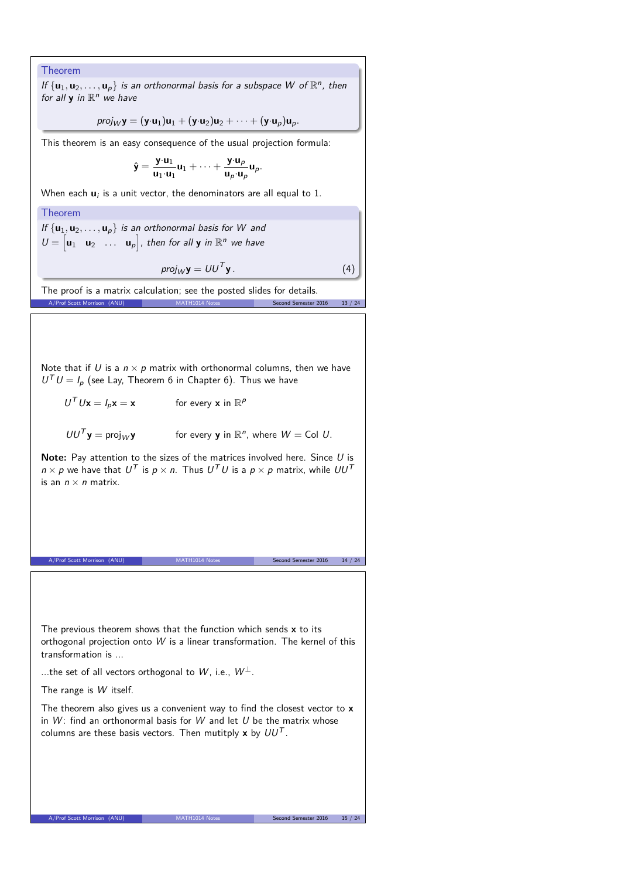**Theorem**

*If $\{\mathbf{u}_1, \mathbf{u}_2, \ldots, \mathbf{u}_p\}$ is an orthonormal basis for a subspace $W$ of $\mathbb{R}^n$, then for all $\mathbf{y}$ in $\mathbb{R}^n$ we have*

$$proj_W \mathbf{y} = (\mathbf{y}\cdot\mathbf{u}_1)\mathbf{u}_1 + (\mathbf{y}\cdot\mathbf{u}_2)\mathbf{u}_2 + \cdots + (\mathbf{y}\cdot\mathbf{u}_p)\mathbf{u}_p.$$

This theorem is an easy consequence of the usual projection formula:

$$\hat{\mathbf{y}} = \frac{\mathbf{y}\cdot\mathbf{u}_1}{\mathbf{u}_1\cdot\mathbf{u}_1}\mathbf{u}_1 + \cdots + \frac{\mathbf{y}\cdot\mathbf{u}_p}{\mathbf{u}_p\cdot\mathbf{u}_p}\mathbf{u}_p.$$

When each $\mathbf{u}_i$ is a unit vector, the denominators are all equal to 1.

**Theorem**

*If $\{\mathbf{u}_1, \mathbf{u}_2, \ldots, \mathbf{u}_p\}$ is an orthonormal basis for $W$ and $U = \begin{bmatrix}\mathbf{u}_1 & \mathbf{u}_2 & \ldots & \mathbf{u}_p\end{bmatrix}$, then for all $\mathbf{y}$ in $\mathbb{R}^n$ we have*

$$proj_W \mathbf{y} = UU^T\mathbf{y}. \tag{4}$$

The proof is a matrix calculation; see the posted slides for details.

Note that if $U$ is a $n \times p$ matrix with orthonormal columns, then we have $U^TU = I_p$ (see Lay, Theorem 6 in Chapter 6). Thus we have

$$U^TU\mathbf{x} = I_p\mathbf{x} = \mathbf{x} \qquad \text{for every } \mathbf{x} \text{ in } \mathbb{R}^p$$

$$UU^T\mathbf{y} = \text{proj}_W\mathbf{y} \qquad \text{for every } \mathbf{y} \text{ in } \mathbb{R}^n, \text{ where } W = \text{Col } U.$$

**Note:** Pay attention to the sizes of the matrices involved here. Since $U$ is $n \times p$ we have that $U^T$ is $p \times n$. Thus $U^TU$ is a $p \times p$ matrix, while $UU^T$ is an $n \times n$ matrix.

The previous theorem shows that the function which sends $\mathbf{x}$ to its orthogonal projection onto $W$ is a linear transformation. The kernel of this transformation is ...

...the set of all vectors orthogonal to $W$, i.e., $W^\perp$.

The range is $W$ itself.

The theorem also gives us a convenient way to find the closest vector to $\mathbf{x}$ in $W$: find an orthonormal basis for $W$ and let $U$ be the matrix whose columns are these basis vectors. Then mutitply $\mathbf{x}$ by $UU^T$.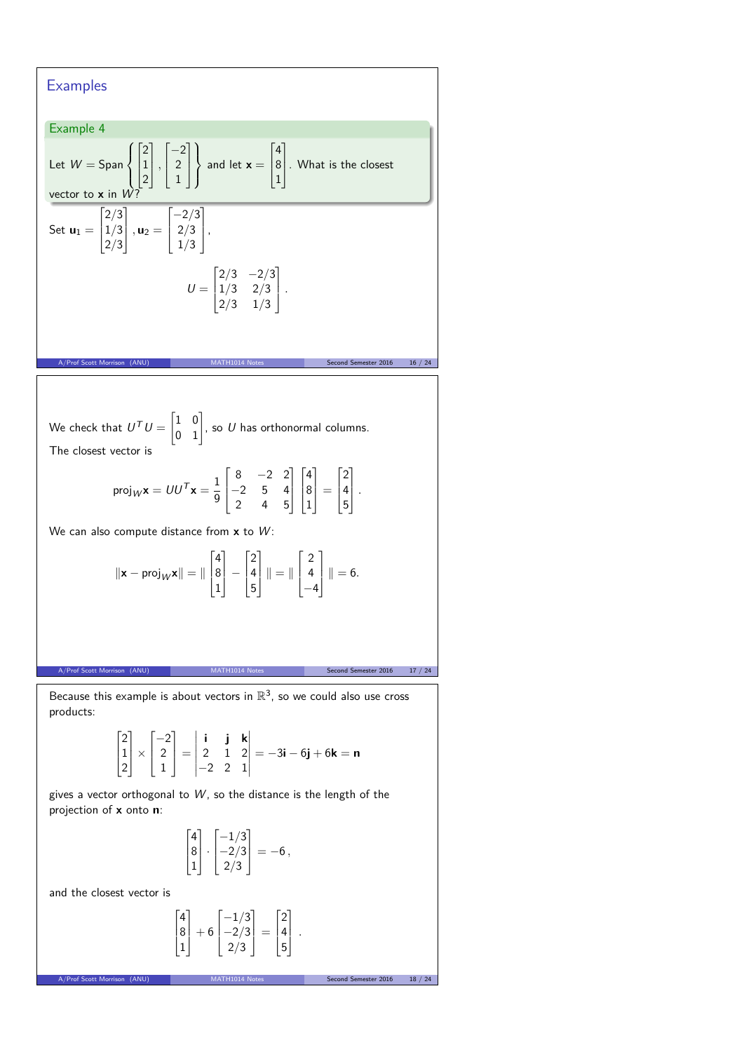## Examples

### Example 4

Let $W = \text{Span}\left\{\begin{bmatrix}2\\1\\2\end{bmatrix}, \begin{bmatrix}-2\\2\\1\end{bmatrix}\right\}$ and let $\mathbf{x} = \begin{bmatrix}4\\8\\1\end{bmatrix}$. What is the closest vector to $\mathbf{x}$ in $W$?

Set $\mathbf{u}_1 = \begin{bmatrix}2/3\\1/3\\2/3\end{bmatrix}, \mathbf{u}_2 = \begin{bmatrix}-2/3\\2/3\\1/3\end{bmatrix}$,

$$U = \begin{bmatrix}2/3 & -2/3\\1/3 & 2/3\\2/3 & 1/3\end{bmatrix}.$$

We check that $U^TU = \begin{bmatrix}1 & 0\\0 & 1\end{bmatrix}$, so $U$ has orthonormal columns.

The closest vector is

$$\text{proj}_W\mathbf{x} = UU^T\mathbf{x} = \frac{1}{9}\begin{bmatrix}8 & -2 & 2\\-2 & 5 & 4\\2 & 4 & 5\end{bmatrix}\begin{bmatrix}4\\8\\1\end{bmatrix} = \begin{bmatrix}2\\4\\5\end{bmatrix}.$$

We can also compute distance from $\mathbf{x}$ to $W$:

$$\|\mathbf{x} - \text{proj}_W\mathbf{x}\| = \|\begin{bmatrix}4\\8\\1\end{bmatrix} - \begin{bmatrix}2\\4\\5\end{bmatrix}\| = \|\begin{bmatrix}2\\4\\-4\end{bmatrix}\| = 6.$$

Because this example is about vectors in $\mathbb{R}^3$, so we could also use cross products:

$$\begin{bmatrix}2\\1\\2\end{bmatrix} \times \begin{bmatrix}-2\\2\\1\end{bmatrix} = \begin{vmatrix}\mathbf{i} & \mathbf{j} & \mathbf{k}\\2 & 1 & 2\\-2 & 2 & 1\end{vmatrix} = -3\mathbf{i} - 6\mathbf{j} + 6\mathbf{k} = \mathbf{n}$$

gives a vector orthogonal to $W$, so the distance is the length of the projection of $\mathbf{x}$ onto $\mathbf{n}$:

$$\begin{bmatrix}4\\8\\1\end{bmatrix} \cdot \begin{bmatrix}-1/3\\-2/3\\2/3\end{bmatrix} = -6,$$

and the closest vector is

$$\begin{bmatrix}4\\8\\1\end{bmatrix} + 6\begin{bmatrix}-1/3\\-2/3\\2/3\end{bmatrix} = \begin{bmatrix}2\\4\\5\end{bmatrix}.$$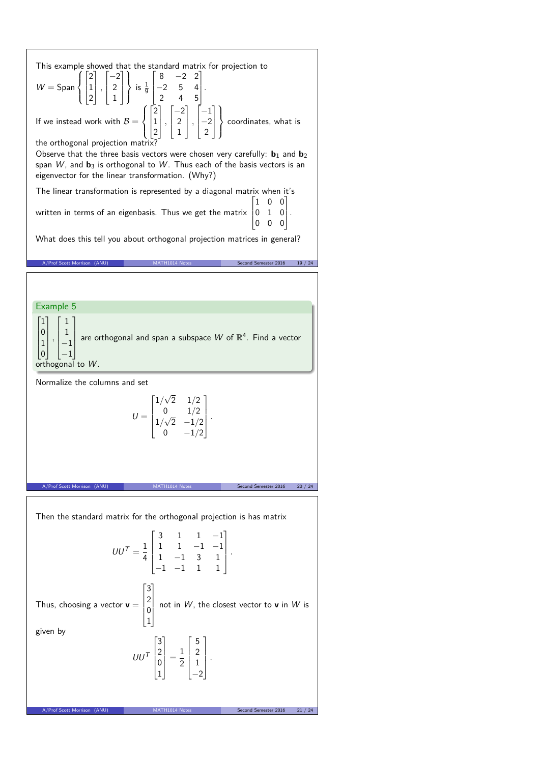This example showed that the standard matrix for projection to $W = \text{Span}\left\{ \begin{bmatrix} 2 \\ 1 \\ 2 \end{bmatrix}, \begin{bmatrix} -2 \\ 2 \\ 1 \end{bmatrix} \right\}$ is $\frac{1}{9}\begin{bmatrix} 8 & -2 & 2 \\ -2 & 5 & 4 \\ 2 & 4 & 5 \end{bmatrix}$.

If we instead work with $\mathcal{B} = \left\{ \begin{bmatrix} 2 \\ 1 \\ 2 \end{bmatrix}, \begin{bmatrix} -2 \\ 2 \\ 1 \end{bmatrix}, \begin{bmatrix} -1 \\ -2 \\ 2 \end{bmatrix} \right\}$ coordinates, what is the orthogonal projection matrix?

Observe that the three basis vectors were chosen very carefully: $\mathbf{b}_1$ and $\mathbf{b}_2$ span $W$, and $\mathbf{b}_3$ is orthogonal to $W$. Thus each of the basis vectors is an eigenvector for the linear transformation. (Why?)

The linear transformation is represented by a diagonal matrix when it's written in terms of an eigenbasis. Thus we get the matrix $\begin{bmatrix} 1 & 0 & 0 \\ 0 & 1 & 0 \\ 0 & 0 & 0 \end{bmatrix}$.

What does this tell you about orthogonal projection matrices in general?

### Example 5

$\begin{bmatrix} 1 \\ 0 \\ 1 \\ 0 \end{bmatrix}, \begin{bmatrix} 1 \\ 1 \\ -1 \\ -1 \end{bmatrix}$ are orthogonal and span a subspace $W$ of $\mathbb{R}^4$. Find a vector orthogonal to $W$.

Normalize the columns and set

$$U = \begin{bmatrix} 1/\sqrt{2} & 1/2 \\ 0 & 1/2 \\ 1/\sqrt{2} & -1/2 \\ 0 & -1/2 \end{bmatrix}.$$

Then the standard matrix for the orthogonal projection is has matrix

$$UU^T = \frac{1}{4}\begin{bmatrix} 3 & 1 & 1 & -1 \\ 1 & 1 & -1 & -1 \\ 1 & -1 & 3 & 1 \\ -1 & -1 & 1 & 1 \end{bmatrix}.$$

Thus, choosing a vector $\mathbf{v} = \begin{bmatrix} 3 \\ 2 \\ 0 \\ 1 \end{bmatrix}$ not in $W$, the closest vector to $\mathbf{v}$ in $W$ is given by

$$UU^T \begin{bmatrix} 3 \\ 2 \\ 0 \\ 1 \end{bmatrix} = \frac{1}{2}\begin{bmatrix} 5 \\ 2 \\ 1 \\ -2 \end{bmatrix}.$$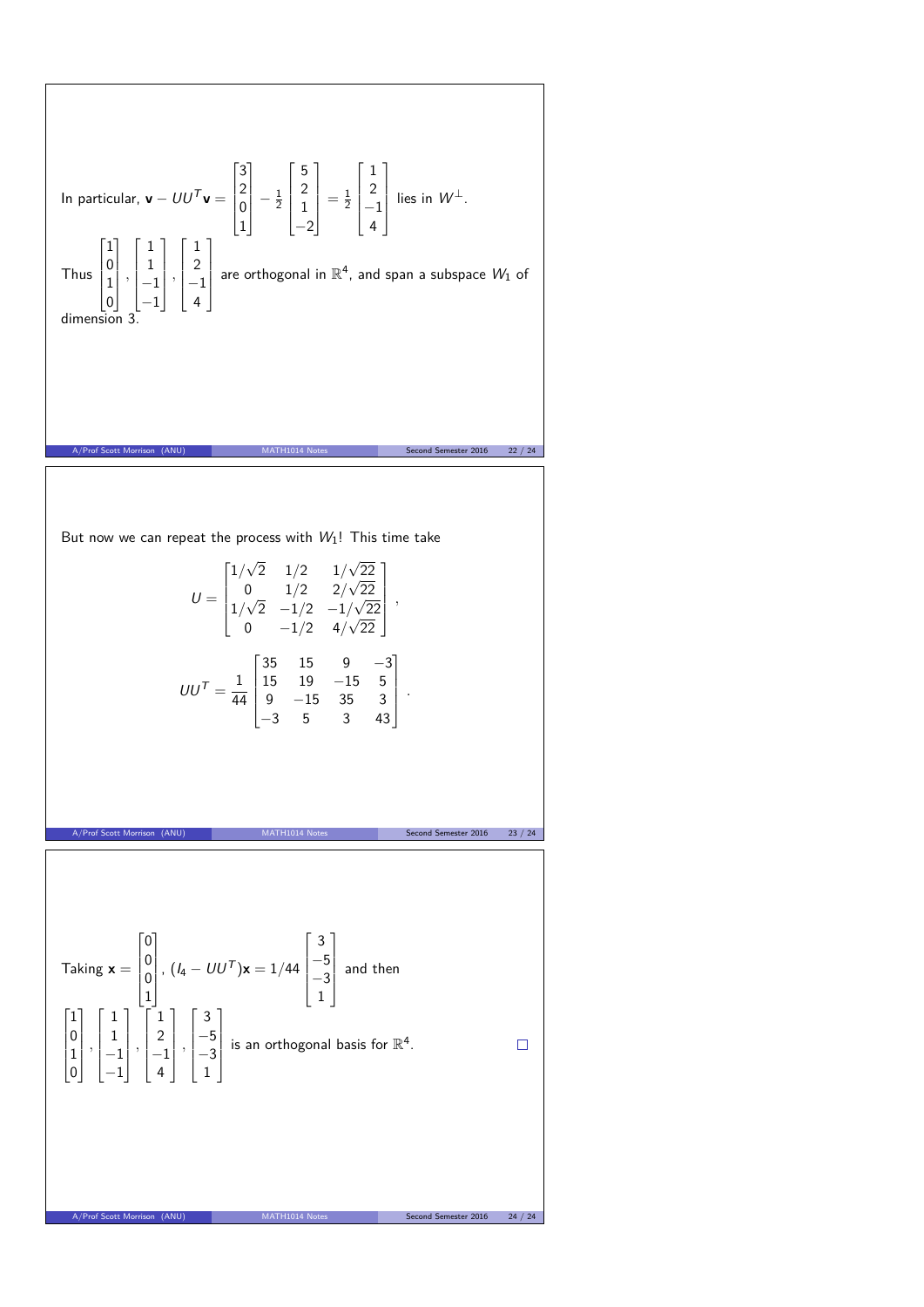In particular, $\mathbf{v} - UU^T\mathbf{v} = \begin{bmatrix} 3 \\ 2 \\ 0 \\ 1 \end{bmatrix} - \frac{1}{2}\begin{bmatrix} 5 \\ 2 \\ 1 \\ -2 \end{bmatrix} = \frac{1}{2}\begin{bmatrix} 1 \\ 2 \\ -1 \\ 4 \end{bmatrix}$ lies in $W^\perp$.

Thus $\begin{bmatrix} 1 \\ 0 \\ 1 \\ 0 \end{bmatrix}, \begin{bmatrix} 1 \\ 1 \\ -1 \\ -1 \end{bmatrix}, \begin{bmatrix} 1 \\ 2 \\ -1 \\ 4 \end{bmatrix}$ are orthogonal in $\mathbb{R}^4$, and span a subspace $W_1$ of dimension 3.

But now we can repeat the process with $W_1$! This time take

$$U = \begin{bmatrix} 1/\sqrt{2} & 1/2 & 1/\sqrt{22} \\ 0 & 1/2 & 2/\sqrt{22} \\ 1/\sqrt{2} & -1/2 & -1/\sqrt{22} \\ 0 & -1/2 & 4/\sqrt{22} \end{bmatrix},$$

$$UU^T = \frac{1}{44}\begin{bmatrix} 35 & 15 & 9 & -3 \\ 15 & 19 & -15 & 5 \\ 9 & -15 & 35 & 3 \\ -3 & 5 & 3 & 43 \end{bmatrix}.$$

Taking $\mathbf{x} = \begin{bmatrix} 0 \\ 0 \\ 0 \\ 1 \end{bmatrix}$, $(I_4 - UU^T)\mathbf{x} = 1/44 \begin{bmatrix} 3 \\ -5 \\ -3 \\ 1 \end{bmatrix}$ and then

$\begin{bmatrix} 1 \\ 0 \\ 1 \\ 0 \end{bmatrix}, \begin{bmatrix} 1 \\ 1 \\ -1 \\ -1 \end{bmatrix}, \begin{bmatrix} 1 \\ 2 \\ -1 \\ 4 \end{bmatrix}, \begin{bmatrix} 3 \\ -5 \\ -3 \\ 1 \end{bmatrix}$ is an orthogonal basis for $\mathbb{R}^4$. $\square$